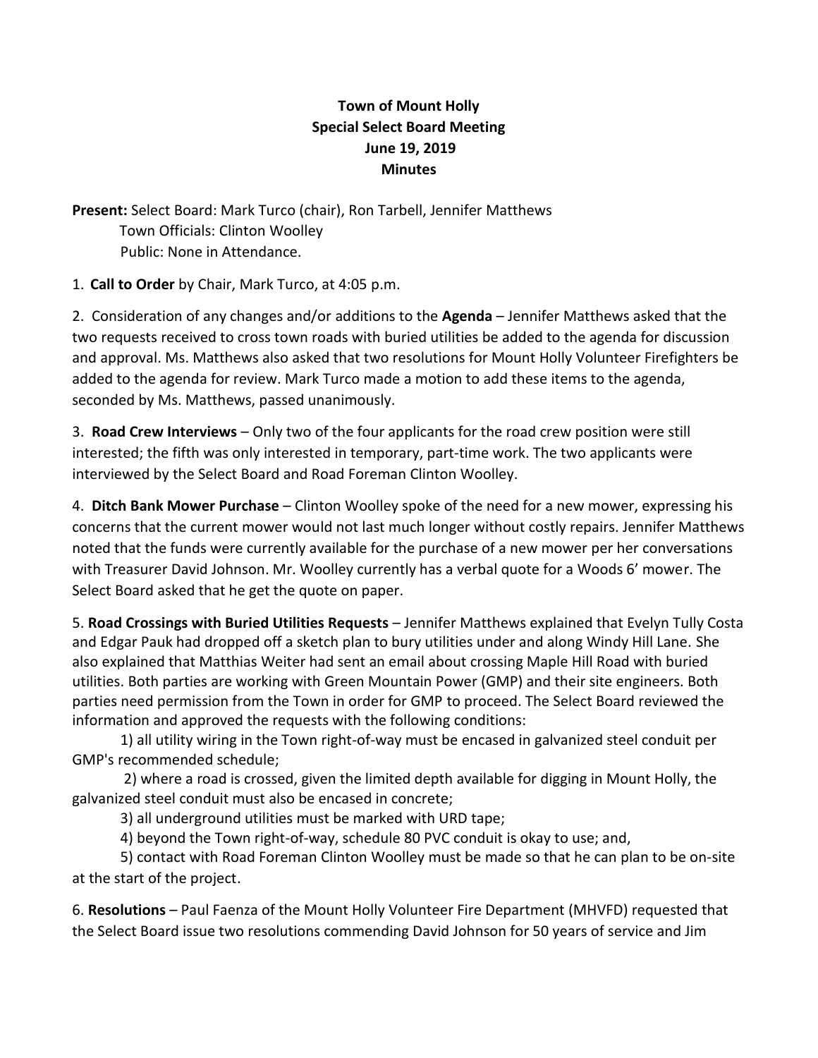# Town of Mount Holly
## Special Select Board Meeting
## June 19, 2019
## Minutes

**Present:** Select Board: Mark Turco (chair), Ron Tarbell, Jennifer Matthews
Town Officials: Clinton Woolley
Public: None in Attendance.

1. **Call to Order** by Chair, Mark Turco, at 4:05 p.m.

2. Consideration of any changes and/or additions to the **Agenda** – Jennifer Matthews asked that the two requests received to cross town roads with buried utilities be added to the agenda for discussion and approval. Ms. Matthews also asked that two resolutions for Mount Holly Volunteer Firefighters be added to the agenda for review. Mark Turco made a motion to add these items to the agenda, seconded by Ms. Matthews, passed unanimously.

3. **Road Crew Interviews** – Only two of the four applicants for the road crew position were still interested; the fifth was only interested in temporary, part-time work. The two applicants were interviewed by the Select Board and Road Foreman Clinton Woolley.

4. **Ditch Bank Mower Purchase** – Clinton Woolley spoke of the need for a new mower, expressing his concerns that the current mower would not last much longer without costly repairs. Jennifer Matthews noted that the funds were currently available for the purchase of a new mower per her conversations with Treasurer David Johnson. Mr. Woolley currently has a verbal quote for a Woods 6' mower. The Select Board asked that he get the quote on paper.

5. **Road Crossings with Buried Utilities Requests** – Jennifer Matthews explained that Evelyn Tully Costa and Edgar Pauk had dropped off a sketch plan to bury utilities under and along Windy Hill Lane. She also explained that Matthias Weiter had sent an email about crossing Maple Hill Road with buried utilities. Both parties are working with Green Mountain Power (GMP) and their site engineers. Both parties need permission from the Town in order for GMP to proceed. The Select Board reviewed the information and approved the requests with the following conditions:

1) all utility wiring in the Town right-of-way must be encased in galvanized steel conduit per GMP's recommended schedule;

2) where a road is crossed, given the limited depth available for digging in Mount Holly, the galvanized steel conduit must also be encased in concrete;

3) all underground utilities must be marked with URD tape;

4) beyond the Town right-of-way, schedule 80 PVC conduit is okay to use; and,

5) contact with Road Foreman Clinton Woolley must be made so that he can plan to be on-site at the start of the project.

6. **Resolutions** – Paul Faenza of the Mount Holly Volunteer Fire Department (MHVFD) requested that the Select Board issue two resolutions commending David Johnson for 50 years of service and Jim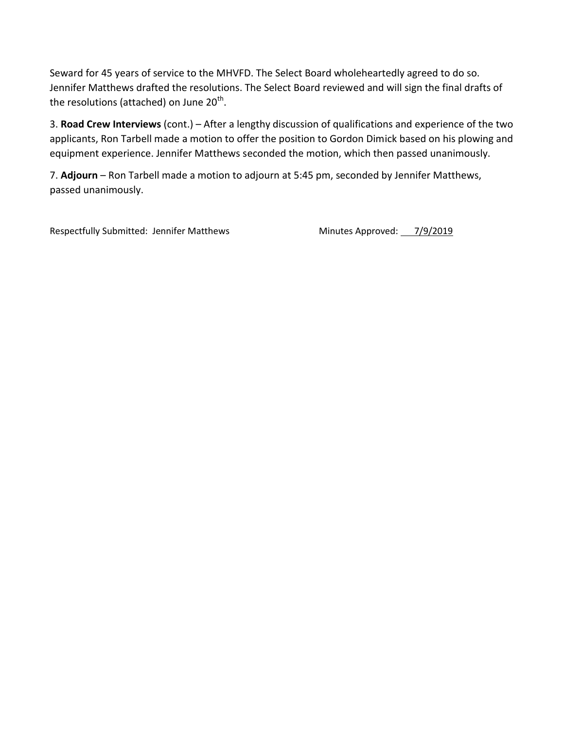Seward for 45 years of service to the MHVFD. The Select Board wholeheartedly agreed to do so. Jennifer Matthews drafted the resolutions. The Select Board reviewed and will sign the final drafts of the resolutions (attached) on June 20th.

3. **Road Crew Interviews** (cont.) – After a lengthy discussion of qualifications and experience of the two applicants, Ron Tarbell made a motion to offer the position to Gordon Dimick based on his plowing and equipment experience. Jennifer Matthews seconded the motion, which then passed unanimously.

7. **Adjourn** – Ron Tarbell made a motion to adjourn at 5:45 pm, seconded by Jennifer Matthews, passed unanimously.

Respectfully Submitted: Jennifer Matthews

Minutes Approved: 7/9/2019